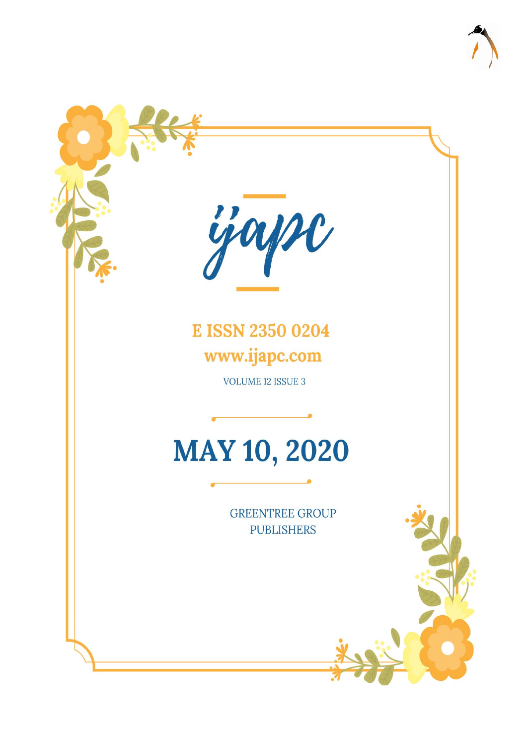# ijapc

**E ISSN 2350 0204**

**www.ijapc.com**

VOLUME 12 ISSUE 3

## MAY 10, 2020

GREENTREE GROUP PUBLISHERS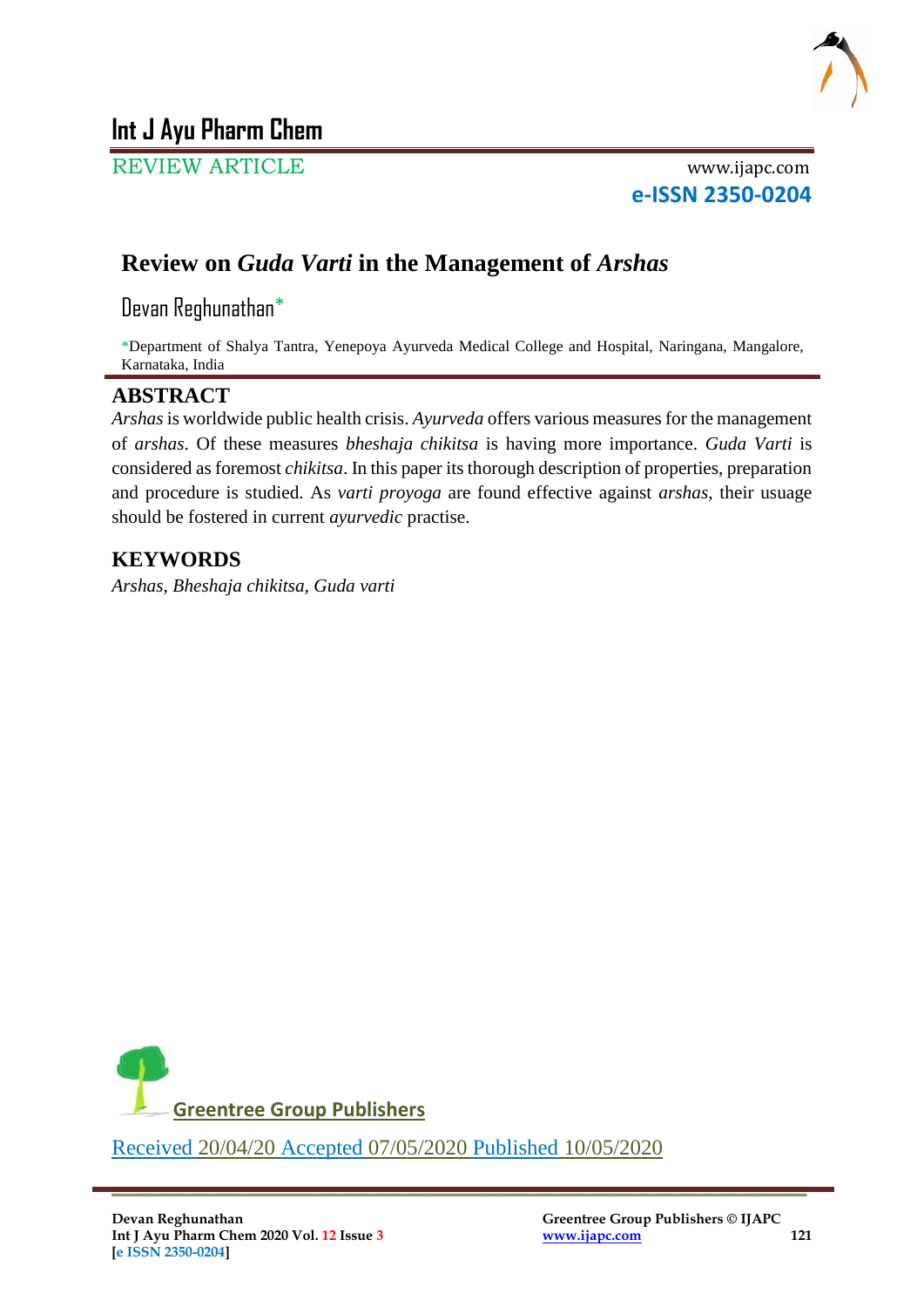REVIEW ARTICLE

www.ijapc.com

e-ISSN 2350-0204

# Review on *Guda Varti* in the Management of *Arshas*

Devan Reghunathan*

*Department of Shalya Tantra, Yenepoya Ayurveda Medical College and Hospital, Naringana, Mangalore, Karnataka, India

## ABSTRACT

*Arshas* is worldwide public health crisis. *Ayurveda* offers various measures for the management of *arshas*. Of these measures *bheshaja chikitsa* is having more importance. *Guda Varti* is considered as foremost *chikitsa*. In this paper its thorough description of properties, preparation and procedure is studied. As *varti proyoga* are found effective against *arshas*, their usuage should be fostered in current *ayurvedic* practise.

## KEYWORDS

*Arshas*, *Bheshaja chikitsa*, *Guda varti*

Greentree Group Publishers

Received 20/04/20 Accepted 07/05/2020 Published 10/05/2020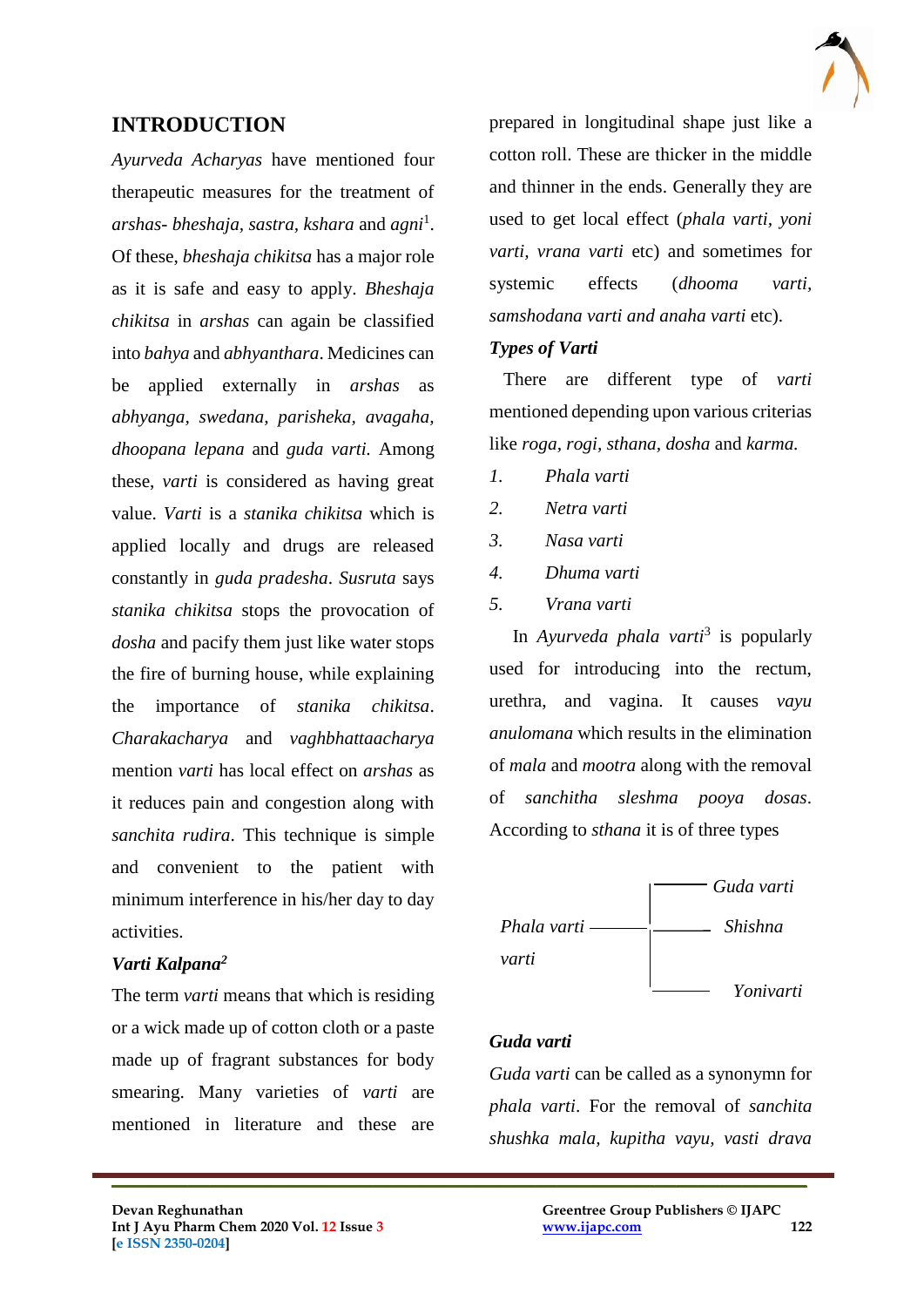## INTRODUCTION

*Ayurveda Acharyas* have mentioned four therapeutic measures for the treatment of *arshas- bheshaja, sastra, kshara* and *agni*[1]. Of these, *bheshaja chikitsa* has a major role as it is safe and easy to apply. *Bheshaja chikitsa* in *arshas* can again be classified into *bahya* and *abhyanthara*. Medicines can be applied externally in *arshas* as *abhyanga, swedana, parisheka, avagaha, dhoopana lepana* and *guda varti*. Among these, *varti* is considered as having great value. *Varti* is a *stanika chikitsa* which is applied locally and drugs are released constantly in *guda pradesha*. *Susruta* says *stanika chikitsa* stops the provocation of *dosha* and pacify them just like water stops the fire of burning house, while explaining the importance of *stanika chikitsa*. *Charakacharya* and *vaghbhattaacharya* mention *varti* has local effect on *arshas* as it reduces pain and congestion along with *sanchita rudira*. This technique is simple and convenient to the patient with minimum interference in his/her day to day activities.

### *Varti Kalpana*[2]

The term *varti* means that which is residing or a wick made up of cotton cloth or a paste made up of fragrant substances for body smearing. Many varieties of *varti* are mentioned in literature and these are prepared in longitudinal shape just like a cotton roll. These are thicker in the middle and thinner in the ends. Generally they are used to get local effect (*phala varti, yoni varti, vrana varti* etc) and sometimes for systemic effects (*dhooma varti, samshodana varti and anaha varti* etc).

### *Types of Varti*

There are different type of *varti* mentioned depending upon various criterias like *roga, rogi, sthana, dosha* and *karma.*

1. *Phala varti*
2. *Netra varti*
3. *Nasa varti*
4. *Dhuma varti*
5. *Vrana varti*

In *Ayurveda phala varti*[3] is popularly used for introducing into the rectum, urethra, and vagina. It causes *vayu anulomana* which results in the elimination of *mala* and *mootra* along with the removal of *sanchitha sleshma pooya dosas*. According to *sthana* it is of three types

*Phala varti varti*
- *Guda varti*
- *Shishna*
- *Yonivarti*

### *Guda varti*

*Guda varti* can be called as a synonymn for *phala varti*. For the removal of *sanchita shushka mala, kupitha vayu, vasti drava*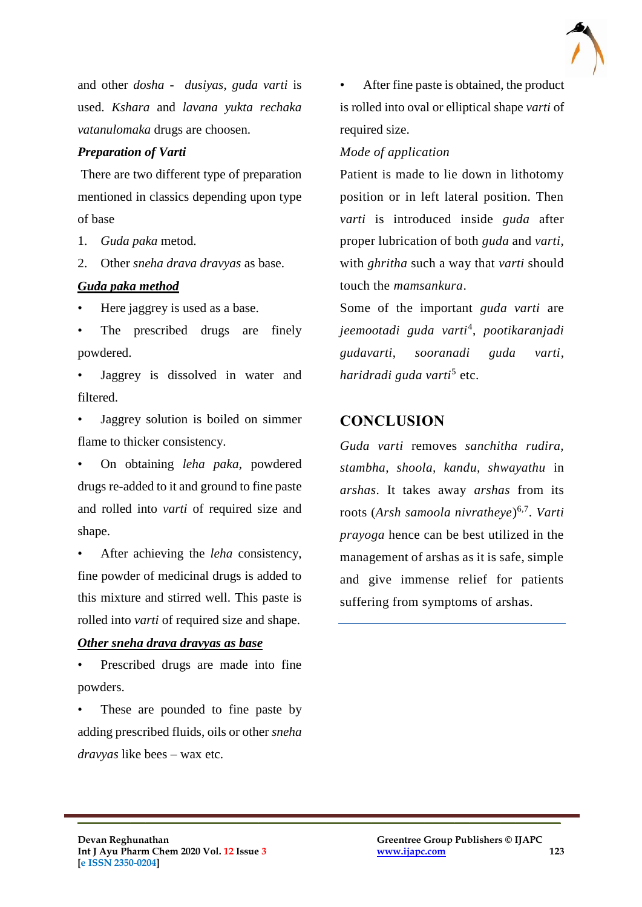and other *dosha - dusiyas*, *guda varti* is used. *Kshara* and *lavana yukta rechaka vatanulomaka* drugs are choosen.

***Preparation of Varti***

There are two different type of preparation mentioned in classics depending upon type of base

1. *Guda paka* metod.
2. Other *sneha drava dravyas* as base.

***Guda paka method***

- Here jaggrey is used as a base.
- The prescribed drugs are finely powdered.
- Jaggrey is dissolved in water and filtered.
- Jaggrey solution is boiled on simmer flame to thicker consistency.
- On obtaining *leha paka*, powdered drugs re-added to it and ground to fine paste and rolled into *varti* of required size and shape.
- After achieving the *leha* consistency, fine powder of medicinal drugs is added to this mixture and stirred well. This paste is rolled into *varti* of required size and shape.

***Other sneha drava dravyas as base***

- Prescribed drugs are made into fine powders.
- These are pounded to fine paste by adding prescribed fluids, oils or other *sneha dravyas* like bees – wax etc.
- After fine paste is obtained, the product is rolled into oval or elliptical shape *varti* of required size.

*Mode of application*

Patient is made to lie down in lithotomy position or in left lateral position. Then *varti* is introduced inside *guda* after proper lubrication of both *guda* and *varti*, with *ghritha* such a way that *varti* should touch the *mamsankura*.

Some of the important *guda varti* are *jeemootadi guda varti*[4], *pootikaranjadi gudavarti*, *sooranadi guda varti*, *haridradi guda varti*[5] etc.

## CONCLUSION

*Guda varti* removes *sanchitha rudira, stambha, shoola, kandu, shwayathu* in *arshas*. It takes away *arshas* from its roots (*Arsh samoola nivratheye*)[6,7]. *Varti prayoga* hence can be best utilized in the management of arshas as it is safe, simple and give immense relief for patients suffering from symptoms of arshas.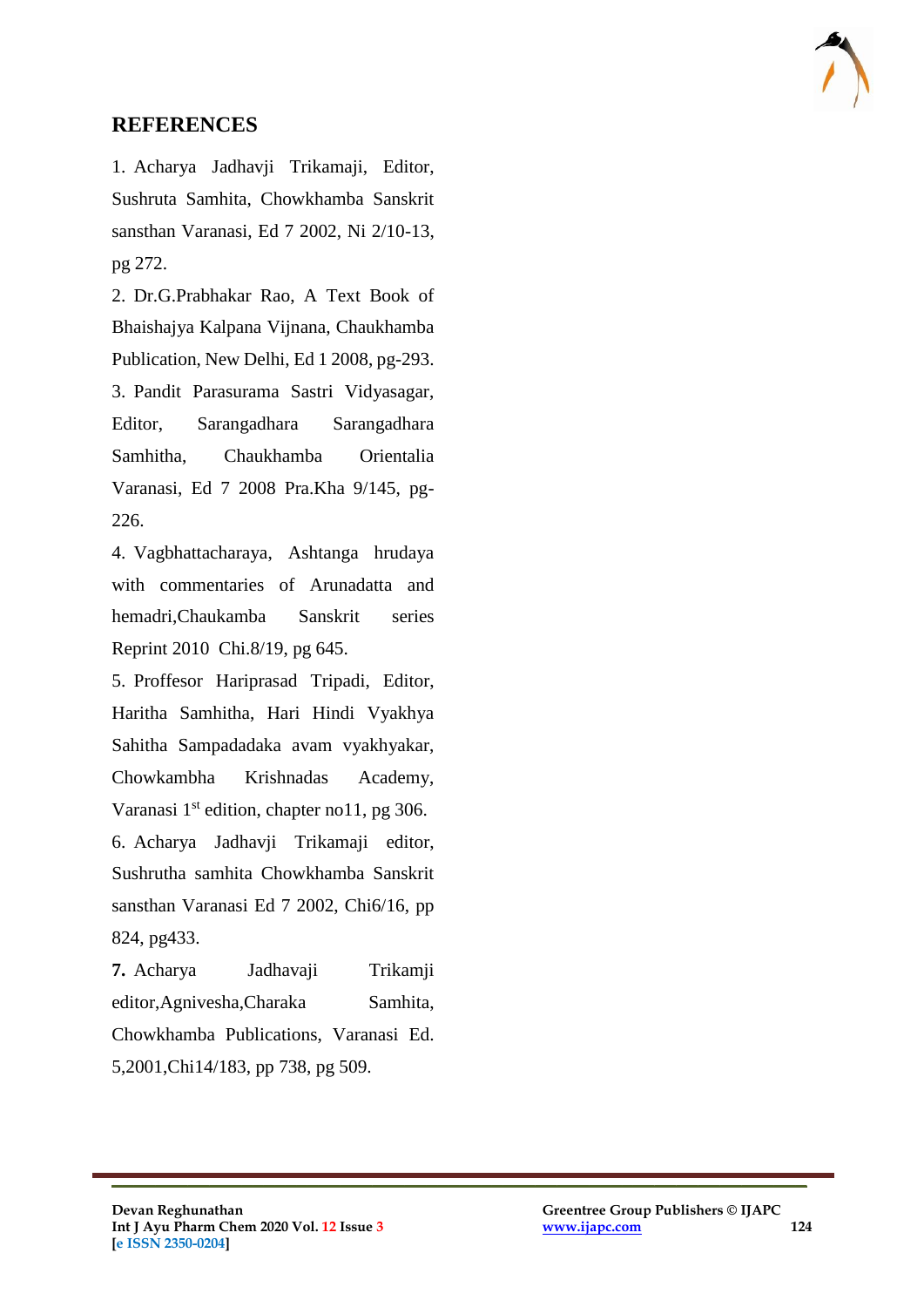## REFERENCES

1. Acharya Jadhavji Trikamaji, Editor, Sushruta Samhita, Chowkhamba Sanskrit sansthan Varanasi, Ed 7 2002, Ni 2/10-13, pg 272.
2. Dr.G.Prabhakar Rao, A Text Book of Bhaishajya Kalpana Vijnana, Chaukhamba Publication, New Delhi, Ed 1 2008, pg-293.
3. Pandit Parasurama Sastri Vidyasagar, Editor, Sarangadhara Sarangadhara Samhitha, Chaukhamba Orientalia Varanasi, Ed 7 2008 Pra.Kha 9/145, pg-226.
4. Vagbhattacharaya, Ashtanga hrudaya with commentaries of Arunadatta and hemadri,Chaukamba Sanskrit series Reprint 2010 Chi.8/19, pg 645.
5. Proffesor Hariprasad Tripadi, Editor, Haritha Samhitha, Hari Hindi Vyakhya Sahitha Sampadadaka avam vyakhyakar, Chowkambha Krishnadas Academy, Varanasi 1st edition, chapter no11, pg 306.
6. Acharya Jadhavji Trikamaji editor, Sushrutha samhita Chowkhamba Sanskrit sansthan Varanasi Ed 7 2002, Chi6/16, pp 824, pg433.
7. Acharya Jadhavaji Trikamji editor,Agnivesha,Charaka Samhita, Chowkhamba Publications, Varanasi Ed. 5,2001,Chi14/183, pp 738, pg 509.